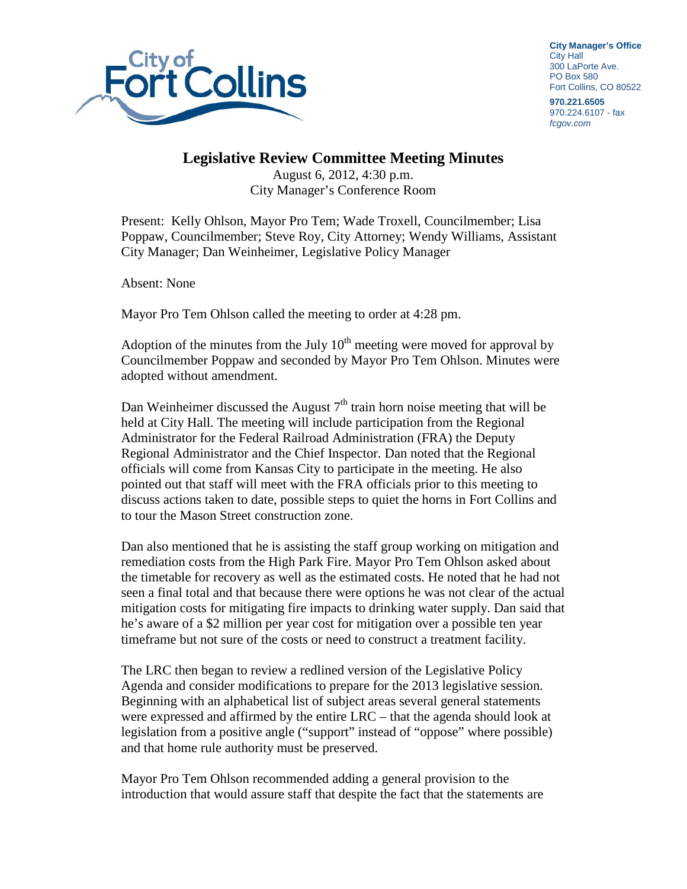City of Fort Collins

**City Manager's Office**
City Hall
300 LaPorte Ave.
PO Box 580
Fort Collins, CO 80522

**970.221.6505**
970.224.6107 - fax
*fcgov.com*

# Legislative Review Committee Meeting Minutes

August 6, 2012, 4:30 p.m.
City Manager's Conference Room

Present: Kelly Ohlson, Mayor Pro Tem; Wade Troxell, Councilmember; Lisa Poppaw, Councilmember; Steve Roy, City Attorney; Wendy Williams, Assistant City Manager; Dan Weinheimer, Legislative Policy Manager

Absent: None

Mayor Pro Tem Ohlson called the meeting to order at 4:28 pm.

Adoption of the minutes from the July 10th meeting were moved for approval by Councilmember Poppaw and seconded by Mayor Pro Tem Ohlson. Minutes were adopted without amendment.

Dan Weinheimer discussed the August 7th train horn noise meeting that will be held at City Hall. The meeting will include participation from the Regional Administrator for the Federal Railroad Administration (FRA) the Deputy Regional Administrator and the Chief Inspector. Dan noted that the Regional officials will come from Kansas City to participate in the meeting. He also pointed out that staff will meet with the FRA officials prior to this meeting to discuss actions taken to date, possible steps to quiet the horns in Fort Collins and to tour the Mason Street construction zone.

Dan also mentioned that he is assisting the staff group working on mitigation and remediation costs from the High Park Fire. Mayor Pro Tem Ohlson asked about the timetable for recovery as well as the estimated costs. He noted that he had not seen a final total and that because there were options he was not clear of the actual mitigation costs for mitigating fire impacts to drinking water supply. Dan said that he's aware of a $2 million per year cost for mitigation over a possible ten year timeframe but not sure of the costs or need to construct a treatment facility.

The LRC then began to review a redlined version of the Legislative Policy Agenda and consider modifications to prepare for the 2013 legislative session. Beginning with an alphabetical list of subject areas several general statements were expressed and affirmed by the entire LRC – that the agenda should look at legislation from a positive angle ("support" instead of "oppose" where possible) and that home rule authority must be preserved.

Mayor Pro Tem Ohlson recommended adding a general provision to the introduction that would assure staff that despite the fact that the statements are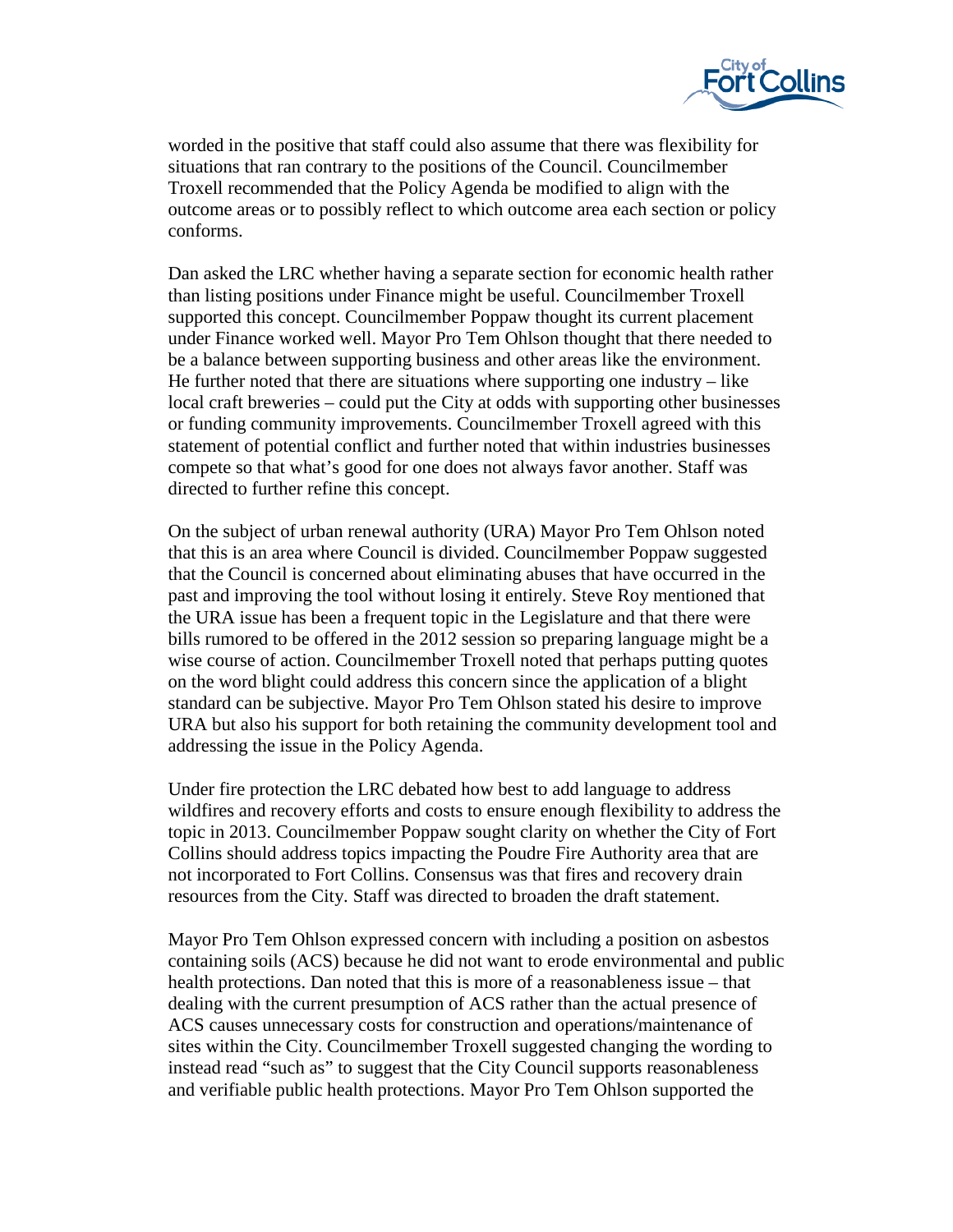worded in the positive that staff could also assume that there was flexibility for situations that ran contrary to the positions of the Council. Councilmember Troxell recommended that the Policy Agenda be modified to align with the outcome areas or to possibly reflect to which outcome area each section or policy conforms.

Dan asked the LRC whether having a separate section for economic health rather than listing positions under Finance might be useful. Councilmember Troxell supported this concept. Councilmember Poppaw thought its current placement under Finance worked well. Mayor Pro Tem Ohlson thought that there needed to be a balance between supporting business and other areas like the environment. He further noted that there are situations where supporting one industry – like local craft breweries – could put the City at odds with supporting other businesses or funding community improvements. Councilmember Troxell agreed with this statement of potential conflict and further noted that within industries businesses compete so that what's good for one does not always favor another. Staff was directed to further refine this concept.

On the subject of urban renewal authority (URA) Mayor Pro Tem Ohlson noted that this is an area where Council is divided. Councilmember Poppaw suggested that the Council is concerned about eliminating abuses that have occurred in the past and improving the tool without losing it entirely. Steve Roy mentioned that the URA issue has been a frequent topic in the Legislature and that there were bills rumored to be offered in the 2012 session so preparing language might be a wise course of action. Councilmember Troxell noted that perhaps putting quotes on the word blight could address this concern since the application of a blight standard can be subjective. Mayor Pro Tem Ohlson stated his desire to improve URA but also his support for both retaining the community development tool and addressing the issue in the Policy Agenda.

Under fire protection the LRC debated how best to add language to address wildfires and recovery efforts and costs to ensure enough flexibility to address the topic in 2013. Councilmember Poppaw sought clarity on whether the City of Fort Collins should address topics impacting the Poudre Fire Authority area that are not incorporated to Fort Collins. Consensus was that fires and recovery drain resources from the City. Staff was directed to broaden the draft statement.

Mayor Pro Tem Ohlson expressed concern with including a position on asbestos containing soils (ACS) because he did not want to erode environmental and public health protections. Dan noted that this is more of a reasonableness issue – that dealing with the current presumption of ACS rather than the actual presence of ACS causes unnecessary costs for construction and operations/maintenance of sites within the City. Councilmember Troxell suggested changing the wording to instead read "such as" to suggest that the City Council supports reasonableness and verifiable public health protections. Mayor Pro Tem Ohlson supported the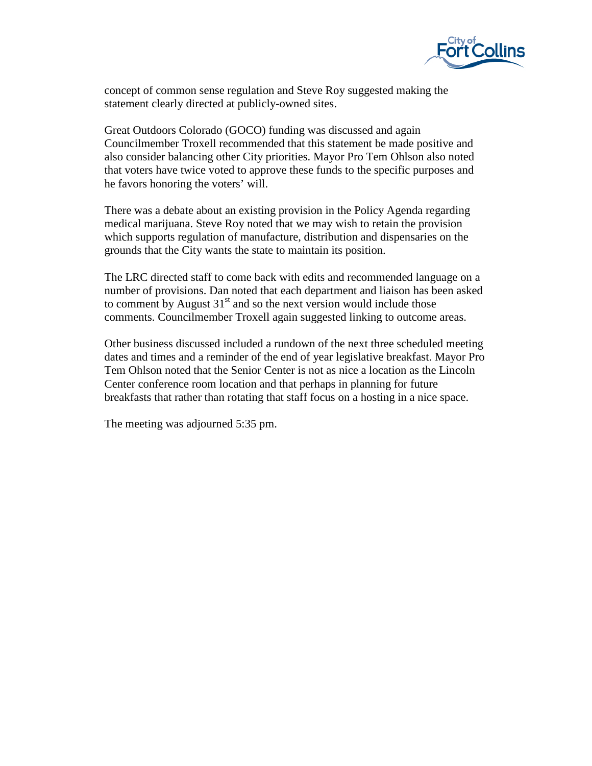concept of common sense regulation and Steve Roy suggested making the statement clearly directed at publicly-owned sites.

Great Outdoors Colorado (GOCO) funding was discussed and again Councilmember Troxell recommended that this statement be made positive and also consider balancing other City priorities. Mayor Pro Tem Ohlson also noted that voters have twice voted to approve these funds to the specific purposes and he favors honoring the voters' will.

There was a debate about an existing provision in the Policy Agenda regarding medical marijuana. Steve Roy noted that we may wish to retain the provision which supports regulation of manufacture, distribution and dispensaries on the grounds that the City wants the state to maintain its position.

The LRC directed staff to come back with edits and recommended language on a number of provisions. Dan noted that each department and liaison has been asked to comment by August 31st and so the next version would include those comments. Councilmember Troxell again suggested linking to outcome areas.

Other business discussed included a rundown of the next three scheduled meeting dates and times and a reminder of the end of year legislative breakfast. Mayor Pro Tem Ohlson noted that the Senior Center is not as nice a location as the Lincoln Center conference room location and that perhaps in planning for future breakfasts that rather than rotating that staff focus on a hosting in a nice space.

The meeting was adjourned 5:35 pm.